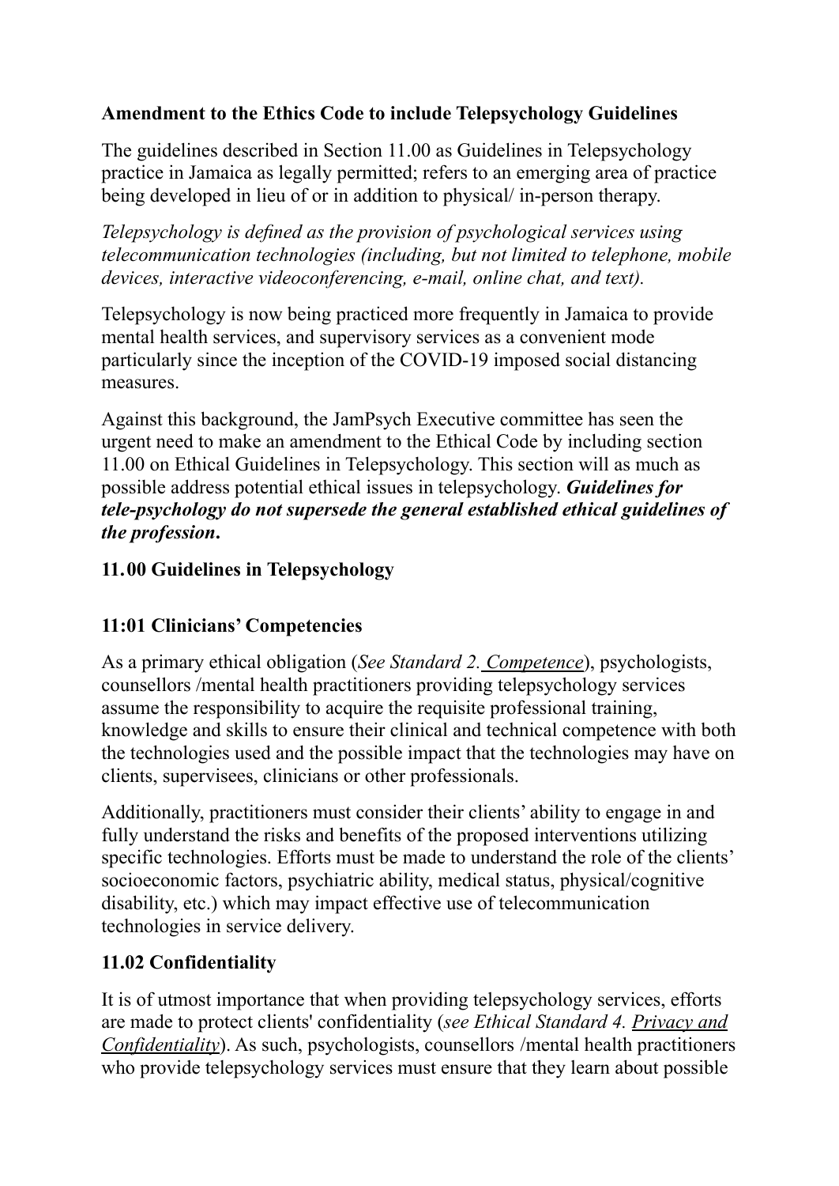**Amendment to the Ethics Code to include Telepsychology Guidelines**

The guidelines described in Section 11.00 as Guidelines in Telepsychology practice in Jamaica as legally permitted; refers to an emerging area of practice being developed in lieu of or in addition to physical/ in-person therapy.

*Telepsychology is defined as the provision of psychological services using telecommunication technologies (including, but not limited to telephone, mobile devices, interactive videoconferencing, e-mail, online chat, and text).*

Telepsychology is now being practiced more frequently in Jamaica to provide mental health services, and supervisory services as a convenient mode particularly since the inception of the COVID-19 imposed social distancing measures.

Against this background, the JamPsych Executive committee has seen the urgent need to make an amendment to the Ethical Code by including section 11.00 on Ethical Guidelines in Telepsychology. This section will as much as possible address potential ethical issues in telepsychology. ***Guidelines for tele-psychology do not supersede the general established ethical guidelines of the profession*.**

## 11. 00 Guidelines in Telepsychology

### 11:01 Clinicians' Competencies

As a primary ethical obligation (*See Standard 2. Competence*), psychologists, counsellors /mental health practitioners providing telepsychology services assume the responsibility to acquire the requisite professional training, knowledge and skills to ensure their clinical and technical competence with both the technologies used and the possible impact that the technologies may have on clients, supervisees, clinicians or other professionals.

Additionally, practitioners must consider their clients' ability to engage in and fully understand the risks and benefits of the proposed interventions utilizing specific technologies. Efforts must be made to understand the role of the clients' socioeconomic factors, psychiatric ability, medical status, physical/cognitive disability, etc.) which may impact effective use of telecommunication technologies in service delivery.

### 11.02 Confidentiality

It is of utmost importance that when providing telepsychology services, efforts are made to protect clients' confidentiality (*see Ethical Standard 4. Privacy and Confidentiality*). As such, psychologists, counsellors /mental health practitioners who provide telepsychology services must ensure that they learn about possible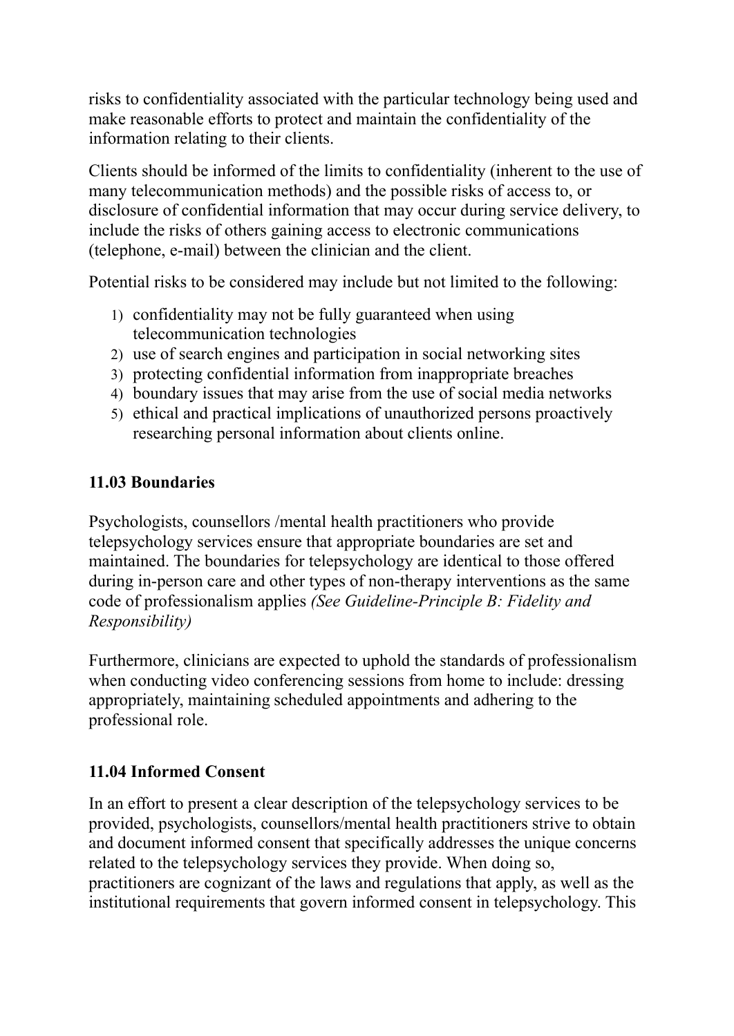risks to confidentiality associated with the particular technology being used and make reasonable efforts to protect and maintain the confidentiality of the information relating to their clients.

Clients should be informed of the limits to confidentiality (inherent to the use of many telecommunication methods) and the possible risks of access to, or disclosure of confidential information that may occur during service delivery, to include the risks of others gaining access to electronic communications (telephone, e-mail) between the clinician and the client.

Potential risks to be considered may include but not limited to the following:

1) confidentiality may not be fully guaranteed when using telecommunication technologies
2) use of search engines and participation in social networking sites
3) protecting confidential information from inappropriate breaches
4) boundary issues that may arise from the use of social media networks
5) ethical and practical implications of unauthorized persons proactively researching personal information about clients online.

### 11.03 Boundaries

Psychologists, counsellors /mental health practitioners who provide telepsychology services ensure that appropriate boundaries are set and maintained. The boundaries for telepsychology are identical to those offered during in-person care and other types of non-therapy interventions as the same code of professionalism applies *(See Guideline-Principle B: Fidelity and Responsibility)*

Furthermore, clinicians are expected to uphold the standards of professionalism when conducting video conferencing sessions from home to include: dressing appropriately, maintaining scheduled appointments and adhering to the professional role.

### 11.04 Informed Consent

In an effort to present a clear description of the telepsychology services to be provided, psychologists, counsellors/mental health practitioners strive to obtain and document informed consent that specifically addresses the unique concerns related to the telepsychology services they provide. When doing so, practitioners are cognizant of the laws and regulations that apply, as well as the institutional requirements that govern informed consent in telepsychology. This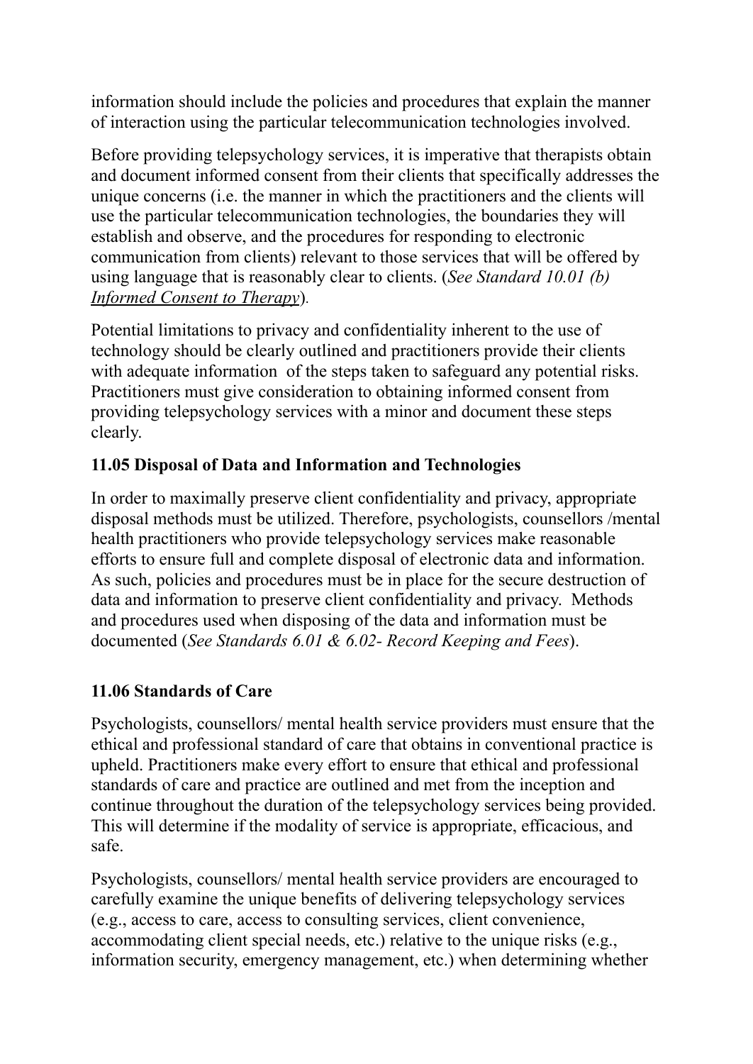information should include the policies and procedures that explain the manner of interaction using the particular telecommunication technologies involved.

Before providing telepsychology services, it is imperative that therapists obtain and document informed consent from their clients that specifically addresses the unique concerns (i.e. the manner in which the practitioners and the clients will use the particular telecommunication technologies, the boundaries they will establish and observe, and the procedures for responding to electronic communication from clients) relevant to those services that will be offered by using language that is reasonably clear to clients. (*See Standard 10.01 (b) Informed Consent to Therapy*).

Potential limitations to privacy and confidentiality inherent to the use of technology should be clearly outlined and practitioners provide their clients with adequate information  of the steps taken to safeguard any potential risks. Practitioners must give consideration to obtaining informed consent from providing telepsychology services with a minor and document these steps clearly.

**11.05 Disposal of Data and Information and Technologies**

In order to maximally preserve client confidentiality and privacy, appropriate disposal methods must be utilized. Therefore, psychologists, counsellors /mental health practitioners who provide telepsychology services make reasonable efforts to ensure full and complete disposal of electronic data and information. As such, policies and procedures must be in place for the secure destruction of data and information to preserve client confidentiality and privacy.  Methods and procedures used when disposing of the data and information must be documented (*See Standards 6.01 & 6.02- Record Keeping and Fees*).

**11.06 Standards of Care**

Psychologists, counsellors/ mental health service providers must ensure that the ethical and professional standard of care that obtains in conventional practice is upheld. Practitioners make every effort to ensure that ethical and professional standards of care and practice are outlined and met from the inception and continue throughout the duration of the telepsychology services being provided. This will determine if the modality of service is appropriate, efficacious, and safe.

Psychologists, counsellors/ mental health service providers are encouraged to carefully examine the unique benefits of delivering telepsychology services (e.g., access to care, access to consulting services, client convenience, accommodating client special needs, etc.) relative to the unique risks (e.g., information security, emergency management, etc.) when determining whether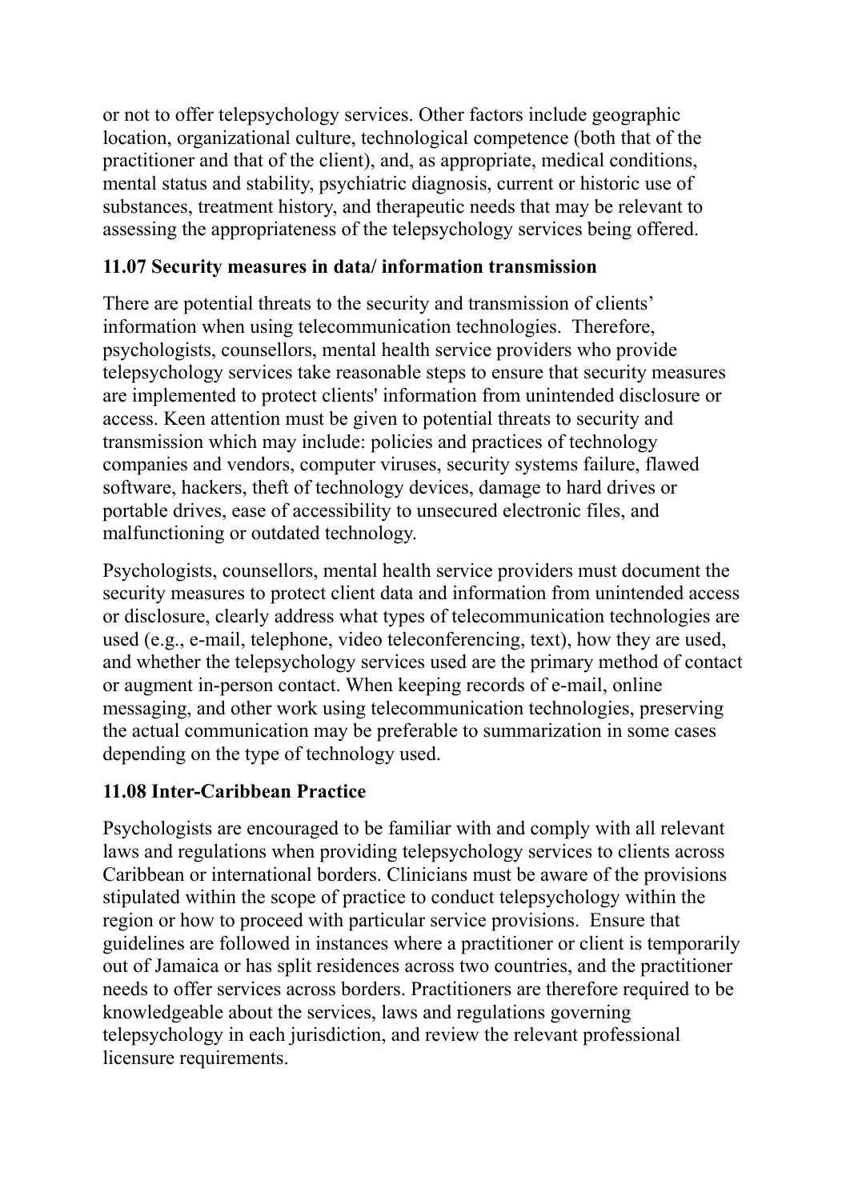or not to offer telepsychology services. Other factors include geographic location, organizational culture, technological competence (both that of the practitioner and that of the client), and, as appropriate, medical conditions, mental status and stability, psychiatric diagnosis, current or historic use of substances, treatment history, and therapeutic needs that may be relevant to assessing the appropriateness of the telepsychology services being offered.

### 11.07 Security measures in data/ information transmission

There are potential threats to the security and transmission of clients' information when using telecommunication technologies. Therefore, psychologists, counsellors, mental health service providers who provide telepsychology services take reasonable steps to ensure that security measures are implemented to protect clients' information from unintended disclosure or access. Keen attention must be given to potential threats to security and transmission which may include: policies and practices of technology companies and vendors, computer viruses, security systems failure, flawed software, hackers, theft of technology devices, damage to hard drives or portable drives, ease of accessibility to unsecured electronic files, and malfunctioning or outdated technology.

Psychologists, counsellors, mental health service providers must document the security measures to protect client data and information from unintended access or disclosure, clearly address what types of telecommunication technologies are used (e.g., e-mail, telephone, video teleconferencing, text), how they are used, and whether the telepsychology services used are the primary method of contact or augment in-person contact. When keeping records of e-mail, online messaging, and other work using telecommunication technologies, preserving the actual communication may be preferable to summarization in some cases depending on the type of technology used.

### 11.08 Inter-Caribbean Practice

Psychologists are encouraged to be familiar with and comply with all relevant laws and regulations when providing telepsychology services to clients across Caribbean or international borders. Clinicians must be aware of the provisions stipulated within the scope of practice to conduct telepsychology within the region or how to proceed with particular service provisions. Ensure that guidelines are followed in instances where a practitioner or client is temporarily out of Jamaica or has split residences across two countries, and the practitioner needs to offer services across borders. Practitioners are therefore required to be knowledgeable about the services, laws and regulations governing telepsychology in each jurisdiction, and review the relevant professional licensure requirements.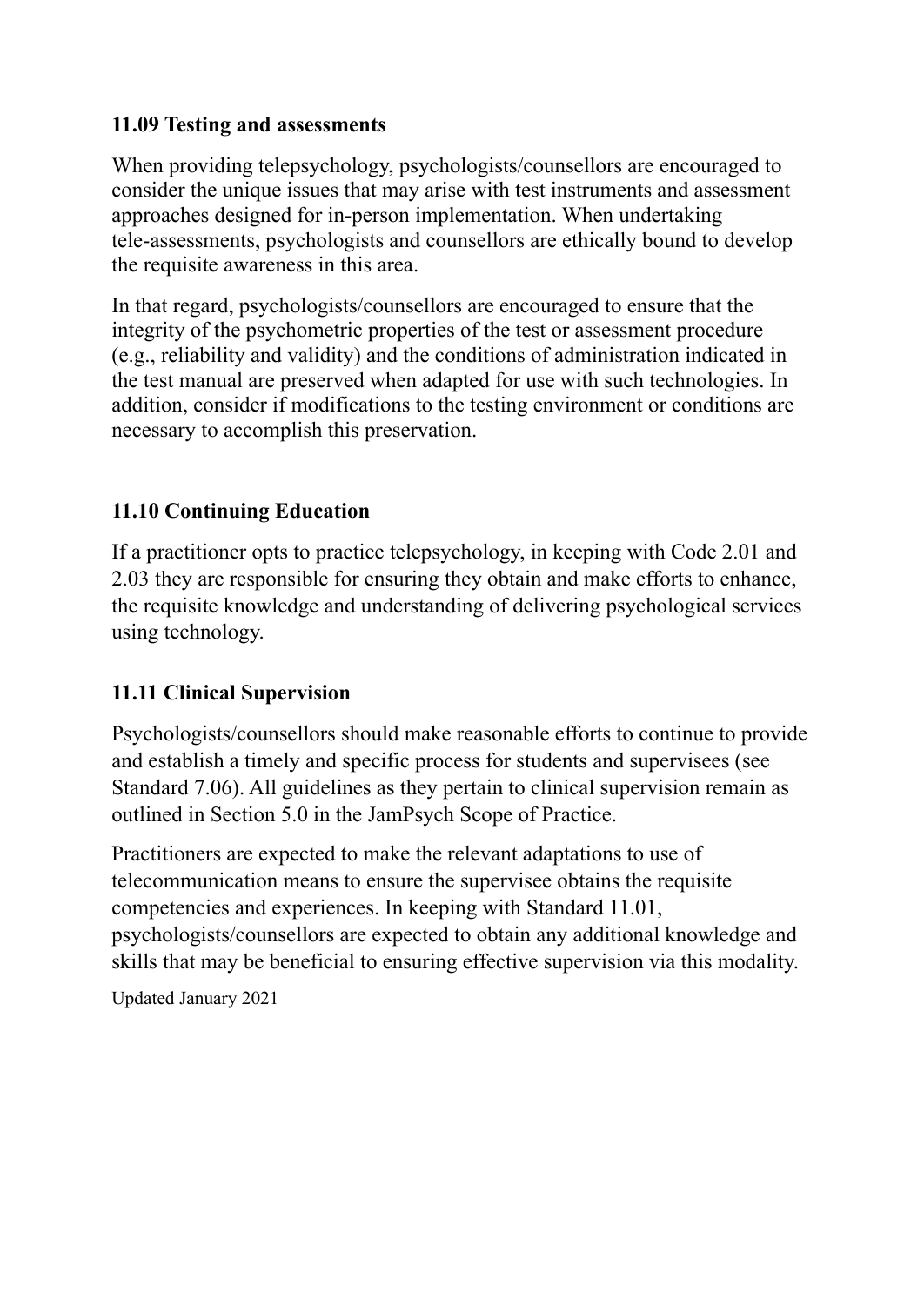### 11.09 Testing and assessments

When providing telepsychology, psychologists/counsellors are encouraged to consider the unique issues that may arise with test instruments and assessment approaches designed for in-person implementation. When undertaking tele-assessments, psychologists and counsellors are ethically bound to develop the requisite awareness in this area.

In that regard, psychologists/counsellors are encouraged to ensure that the integrity of the psychometric properties of the test or assessment procedure (e.g., reliability and validity) and the conditions of administration indicated in the test manual are preserved when adapted for use with such technologies. In addition, consider if modifications to the testing environment or conditions are necessary to accomplish this preservation.

### 11.10 Continuing Education

If a practitioner opts to practice telepsychology, in keeping with Code 2.01 and 2.03 they are responsible for ensuring they obtain and make efforts to enhance, the requisite knowledge and understanding of delivering psychological services using technology.

### 11.11 Clinical Supervision

Psychologists/counsellors should make reasonable efforts to continue to provide and establish a timely and specific process for students and supervisees (see Standard 7.06). All guidelines as they pertain to clinical supervision remain as outlined in Section 5.0 in the JamPsych Scope of Practice.

Practitioners are expected to make the relevant adaptations to use of telecommunication means to ensure the supervisee obtains the requisite competencies and experiences. In keeping with Standard 11.01, psychologists/counsellors are expected to obtain any additional knowledge and skills that may be beneficial to ensuring effective supervision via this modality.

Updated January 2021